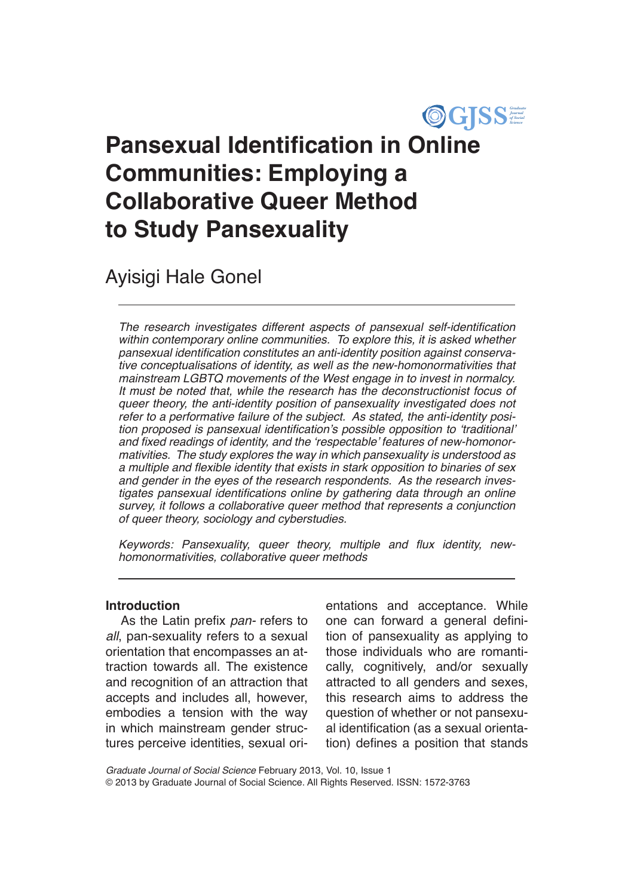# Pansexual Identification in Online Communities: Employing a Collaborative Queer Method to Study Pansexuality

Ayisigi Hale Gonel

*The research investigates different aspects of pansexual self-identification within contemporary online communities. To explore this, it is asked whether pansexual identification constitutes an anti-identity position against conservative conceptualisations of identity, as well as the new-homonormativities that mainstream LGBTQ movements of the West engage in to invest in normalcy. It must be noted that, while the research has the deconstructionist focus of queer theory, the anti-identity position of pansexuality investigated does not refer to a performative failure of the subject. As stated, the anti-identity position proposed is pansexual identification's possible opposition to 'traditional' and fixed readings of identity, and the 'respectable' features of new-homonormativities. The study explores the way in which pansexuality is understood as a multiple and flexible identity that exists in stark opposition to binaries of sex and gender in the eyes of the research respondents. As the research investigates pansexual identifications online by gathering data through an online survey, it follows a collaborative queer method that represents a conjunction of queer theory, sociology and cyberstudies.*

*Keywords: Pansexuality, queer theory, multiple and flux identity, new-homonormativities, collaborative queer methods*

## Introduction

As the Latin prefix *pan-* refers to *all*, pan-sexuality refers to a sexual orientation that encompasses an attraction towards all. The existence and recognition of an attraction that accepts and includes all, however, embodies a tension with the way in which mainstream gender structures perceive identities, sexual orientations and acceptance. While one can forward a general definition of pansexuality as applying to those individuals who are romantically, cognitively, and/or sexually attracted to all genders and sexes, this research aims to address the question of whether or not pansexual identification (as a sexual orientation) defines a position that stands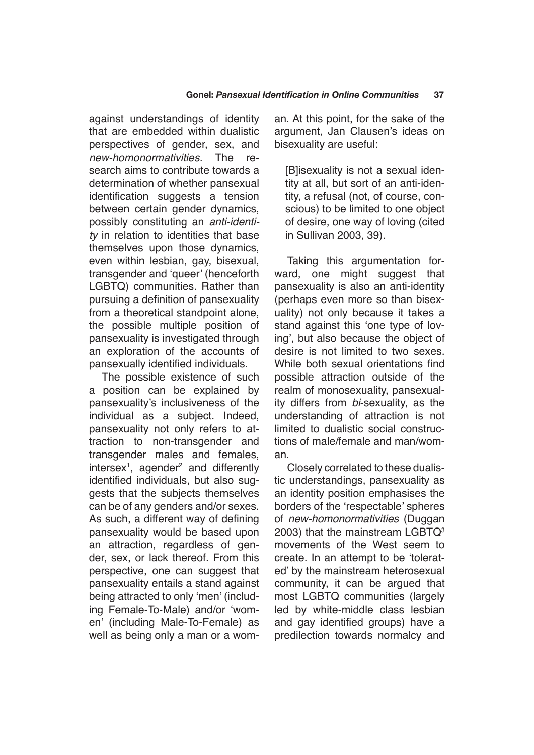against understandings of identity that are embedded within dualistic perspectives of gender, sex, and *new-homonormativities.* The research aims to contribute towards a determination of whether pansexual identification suggests a tension between certain gender dynamics, possibly constituting an *anti-identity* in relation to identities that base themselves upon those dynamics, even within lesbian, gay, bisexual, transgender and 'queer' (henceforth LGBTQ) communities. Rather than pursuing a definition of pansexuality from a theoretical standpoint alone, the possible multiple position of pansexuality is investigated through an exploration of the accounts of pansexually identified individuals.

The possible existence of such a position can be explained by pansexuality's inclusiveness of the individual as a subject. Indeed, pansexuality not only refers to attraction to non-transgender and transgender males and females, intersex[1], agender[2] and differently identified individuals, but also suggests that the subjects themselves can be of any genders and/or sexes. As such, a different way of defining pansexuality would be based upon an attraction, regardless of gender, sex, or lack thereof. From this perspective, one can suggest that pansexuality entails a stand against being attracted to only 'men' (including Female-To-Male) and/or 'women' (including Male-To-Female) as well as being only a man or a woman. At this point, for the sake of the argument, Jan Clausen's ideas on bisexuality are useful:

> [B]isexuality is not a sexual identity at all, but sort of an anti-identity, a refusal (not, of course, conscious) to be limited to one object of desire, one way of loving (cited in Sullivan 2003, 39).

Taking this argumentation forward, one might suggest that pansexuality is also an anti-identity (perhaps even more so than bisexuality) not only because it takes a stand against this 'one type of loving', but also because the object of desire is not limited to two sexes. While both sexual orientations find possible attraction outside of the realm of monosexuality, pansexuality differs from *bi*-sexuality, as the understanding of attraction is not limited to dualistic social constructions of male/female and man/woman.

Closely correlated to these dualistic understandings, pansexuality as an identity position emphasises the borders of the 'respectable' spheres of *new-homonormativities* (Duggan 2003) that the mainstream LGBTQ[3] movements of the West seem to create. In an attempt to be 'tolerated' by the mainstream heterosexual community, it can be argued that most LGBTQ communities (largely led by white-middle class lesbian and gay identified groups) have a predilection towards normalcy and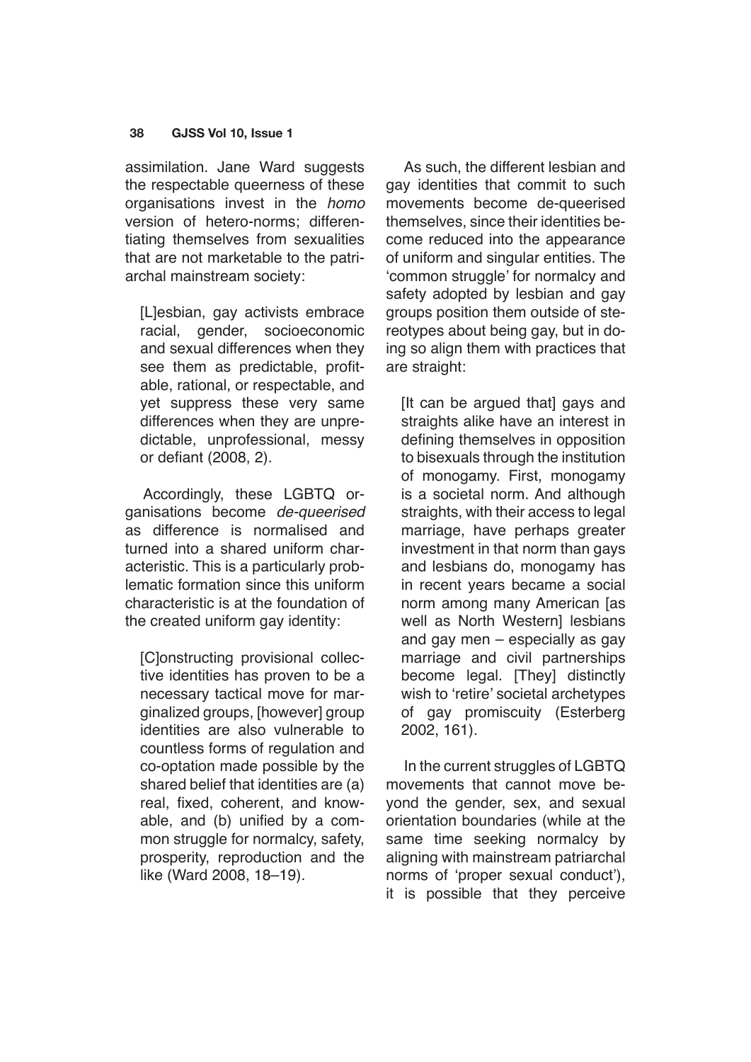assimilation. Jane Ward suggests the respectable queerness of these organisations invest in the *homo* version of hetero-norms; differentiating themselves from sexualities that are not marketable to the patriarchal mainstream society:

> [L]esbian, gay activists embrace racial, gender, socioeconomic and sexual differences when they see them as predictable, profitable, rational, or respectable, and yet suppress these very same differences when they are unpredictable, unprofessional, messy or defiant (2008, 2).

Accordingly, these LGBTQ organisations become *de-queerised* as difference is normalised and turned into a shared uniform characteristic. This is a particularly problematic formation since this uniform characteristic is at the foundation of the created uniform gay identity:

> [C]onstructing provisional collective identities has proven to be a necessary tactical move for marginalized groups, [however] group identities are also vulnerable to countless forms of regulation and co-optation made possible by the shared belief that identities are (a) real, fixed, coherent, and knowable, and (b) unified by a common struggle for normalcy, safety, prosperity, reproduction and the like (Ward 2008, 18–19).

As such, the different lesbian and gay identities that commit to such movements become de-queerised themselves, since their identities become reduced into the appearance of uniform and singular entities. The 'common struggle' for normalcy and safety adopted by lesbian and gay groups position them outside of stereotypes about being gay, but in doing so align them with practices that are straight:

> [It can be argued that] gays and straights alike have an interest in defining themselves in opposition to bisexuals through the institution of monogamy. First, monogamy is a societal norm. And although straights, with their access to legal marriage, have perhaps greater investment in that norm than gays and lesbians do, monogamy has in recent years became a social norm among many American [as well as North Western] lesbians and gay men – especially as gay marriage and civil partnerships become legal. [They] distinctly wish to 'retire' societal archetypes of gay promiscuity (Esterberg 2002, 161).

In the current struggles of LGBTQ movements that cannot move beyond the gender, sex, and sexual orientation boundaries (while at the same time seeking normalcy by aligning with mainstream patriarchal norms of 'proper sexual conduct'), it is possible that they perceive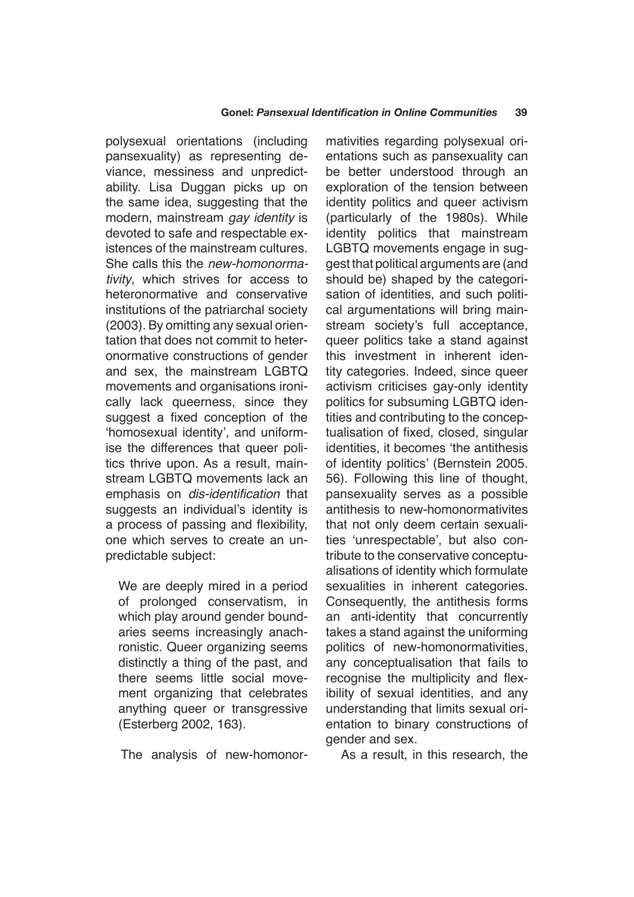polysexual orientations (including pansexuality) as representing deviance, messiness and unpredictability. Lisa Duggan picks up on the same idea, suggesting that the modern, mainstream *gay identity* is devoted to safe and respectable existences of the mainstream cultures. She calls this the *new-homonormativity*, which strives for access to heteronormative and conservative institutions of the patriarchal society (2003). By omitting any sexual orientation that does not commit to heteronormative constructions of gender and sex, the mainstream LGBTQ movements and organisations ironically lack queerness, since they suggest a fixed conception of the 'homosexual identity', and uniformise the differences that queer politics thrive upon. As a result, mainstream LGBTQ movements lack an emphasis on *dis-identification* that suggests an individual's identity is a process of passing and flexibility, one which serves to create an unpredictable subject:

> We are deeply mired in a period of prolonged conservatism, in which play around gender boundaries seems increasingly anachronistic. Queer organizing seems distinctly a thing of the past, and there seems little social movement organizing that celebrates anything queer or transgressive (Esterberg 2002, 163).

The analysis of new-homonormativities regarding polysexual orientations such as pansexuality can be better understood through an exploration of the tension between identity politics and queer activism (particularly of the 1980s). While identity politics that mainstream LGBTQ movements engage in suggest that political arguments are (and should be) shaped by the categorisation of identities, and such political argumentations will bring mainstream society's full acceptance, queer politics take a stand against this investment in inherent identity categories. Indeed, since queer activism criticises gay-only identity politics for subsuming LGBTQ identities and contributing to the conceptualisation of fixed, closed, singular identities, it becomes 'the antithesis of identity politics' (Bernstein 2005. 56). Following this line of thought, pansexuality serves as a possible antithesis to new-homonormativites that not only deem certain sexualities 'unrespectable', but also contribute to the conservative conceptualisations of identity which formulate sexualities in inherent categories. Consequently, the antithesis forms an anti-identity that concurrently takes a stand against the uniforming politics of new-homonormativities, any conceptualisation that fails to recognise the multiplicity and flexibility of sexual identities, and any understanding that limits sexual orientation to binary constructions of gender and sex.

As a result, in this research, the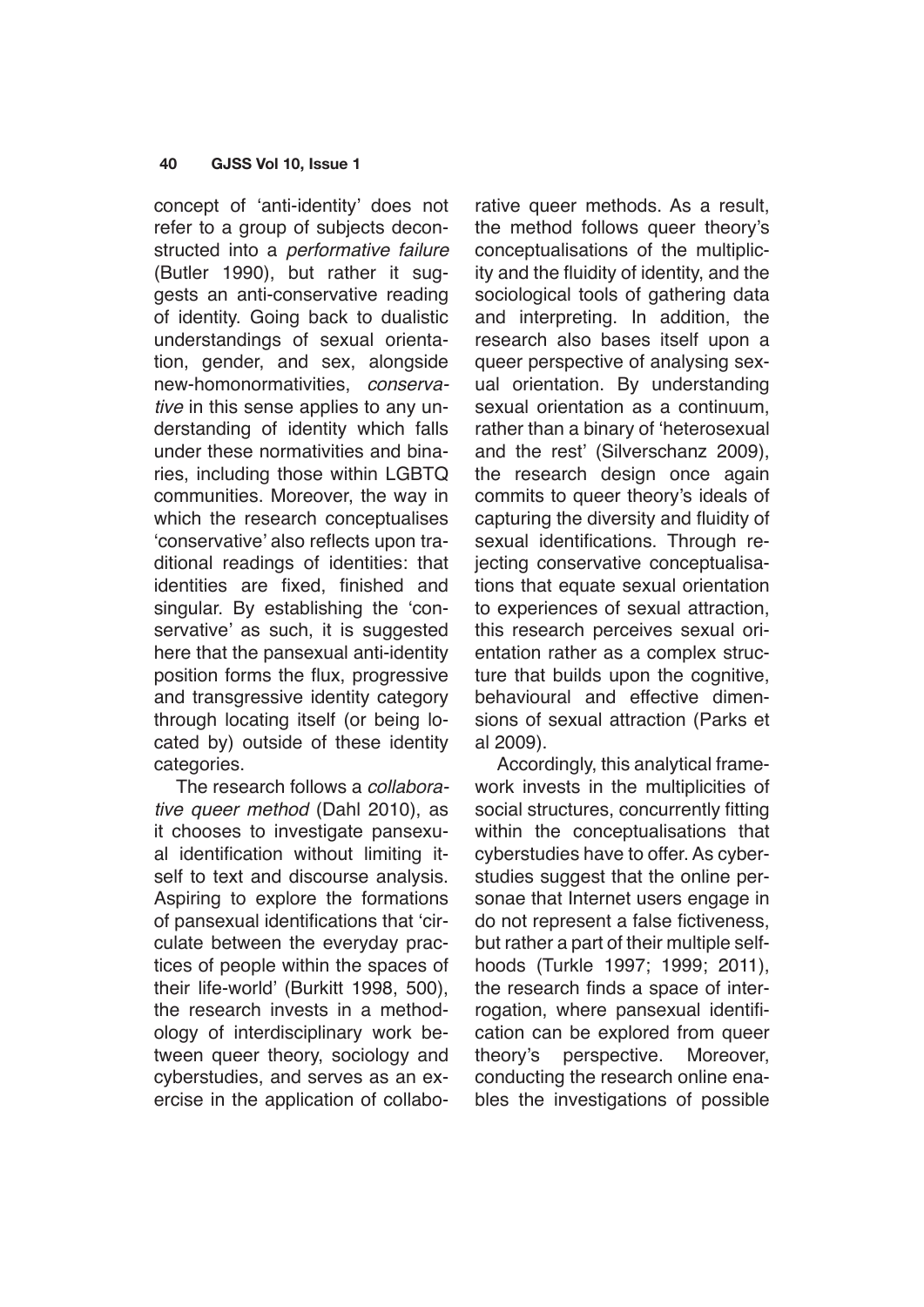concept of 'anti-identity' does not refer to a group of subjects deconstructed into a *performative failure* (Butler 1990), but rather it suggests an anti-conservative reading of identity. Going back to dualistic understandings of sexual orientation, gender, and sex, alongside new-homonormativities, *conservative* in this sense applies to any understanding of identity which falls under these normativities and binaries, including those within LGBTQ communities. Moreover, the way in which the research conceptualises 'conservative' also reflects upon traditional readings of identities: that identities are fixed, finished and singular. By establishing the 'conservative' as such, it is suggested here that the pansexual anti-identity position forms the flux, progressive and transgressive identity category through locating itself (or being located by) outside of these identity categories.

The research follows a *collaborative queer method* (Dahl 2010), as it chooses to investigate pansexual identification without limiting itself to text and discourse analysis. Aspiring to explore the formations of pansexual identifications that 'circulate between the everyday practices of people within the spaces of their life-world' (Burkitt 1998, 500), the research invests in a methodology of interdisciplinary work between queer theory, sociology and cyberstudies, and serves as an exercise in the application of collaborative queer methods. As a result, the method follows queer theory's conceptualisations of the multiplicity and the fluidity of identity, and the sociological tools of gathering data and interpreting. In addition, the research also bases itself upon a queer perspective of analysing sexual orientation. By understanding sexual orientation as a continuum, rather than a binary of 'heterosexual and the rest' (Silverschanz 2009), the research design once again commits to queer theory's ideals of capturing the diversity and fluidity of sexual identifications. Through rejecting conservative conceptualisations that equate sexual orientation to experiences of sexual attraction, this research perceives sexual orientation rather as a complex structure that builds upon the cognitive, behavioural and effective dimensions of sexual attraction (Parks et al 2009).

Accordingly, this analytical framework invests in the multiplicities of social structures, concurrently fitting within the conceptualisations that cyberstudies have to offer. As cyberstudies suggest that the online personae that Internet users engage in do not represent a false fictiveness, but rather a part of their multiple selfhoods (Turkle 1997; 1999; 2011), the research finds a space of interrogation, where pansexual identification can be explored from queer theory's perspective. Moreover, conducting the research online enables the investigations of possible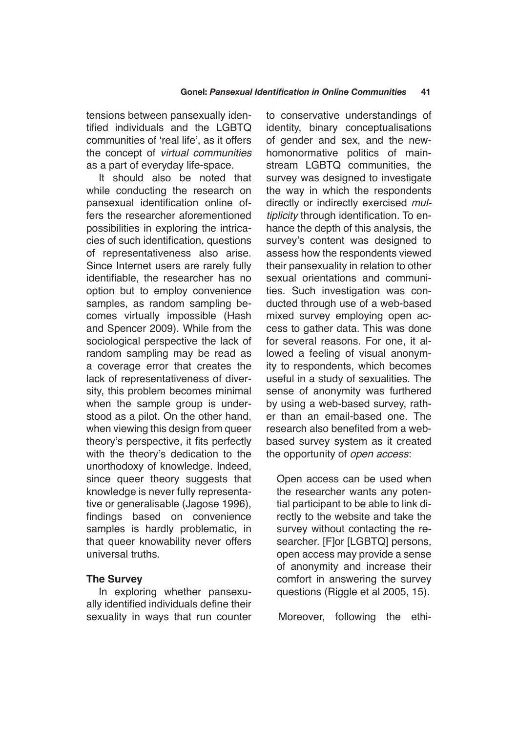tensions between pansexually identified individuals and the LGBTQ communities of 'real life', as it offers the concept of *virtual communities* as a part of everyday life-space.

It should also be noted that while conducting the research on pansexual identification online offers the researcher aforementioned possibilities in exploring the intricacies of such identification, questions of representativeness also arise. Since Internet users are rarely fully identifiable, the researcher has no option but to employ convenience samples, as random sampling becomes virtually impossible (Hash and Spencer 2009). While from the sociological perspective the lack of random sampling may be read as a coverage error that creates the lack of representativeness of diversity, this problem becomes minimal when the sample group is understood as a pilot. On the other hand, when viewing this design from queer theory's perspective, it fits perfectly with the theory's dedication to the unorthodoxy of knowledge. Indeed, since queer theory suggests that knowledge is never fully representative or generalisable (Jagose 1996), findings based on convenience samples is hardly problematic, in that queer knowability never offers universal truths.

### The Survey

In exploring whether pansexually identified individuals define their sexuality in ways that run counter to conservative understandings of identity, binary conceptualisations of gender and sex, and the new-homonormative politics of mainstream LGBTQ communities, the survey was designed to investigate the way in which the respondents directly or indirectly exercised *multiplicity* through identification. To enhance the depth of this analysis, the survey's content was designed to assess how the respondents viewed their pansexuality in relation to other sexual orientations and communities. Such investigation was conducted through use of a web-based mixed survey employing open access to gather data. This was done for several reasons. For one, it allowed a feeling of visual anonymity to respondents, which becomes useful in a study of sexualities. The sense of anonymity was furthered by using a web-based survey, rather than an email-based one. The research also benefited from a web-based survey system as it created the opportunity of *open access*:

> Open access can be used when the researcher wants any potential participant to be able to link directly to the website and take the survey without contacting the researcher. [F]or [LGBTQ] persons, open access may provide a sense of anonymity and increase their comfort in answering the survey questions (Riggle et al 2005, 15).

Moreover, following the ethi-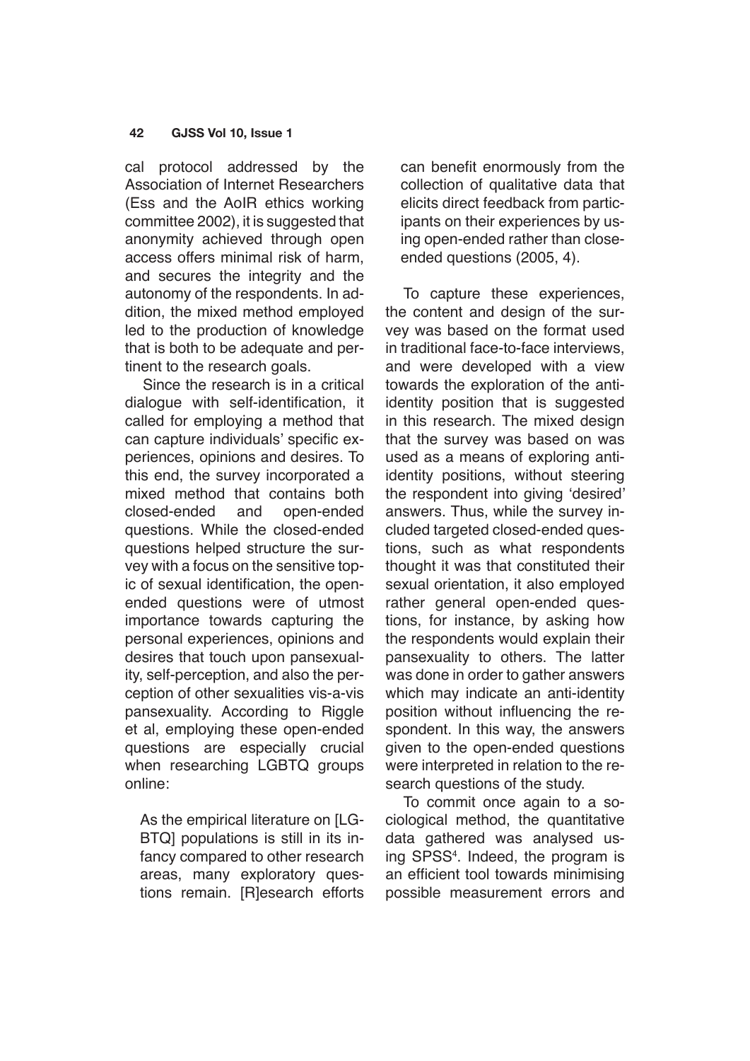cal protocol addressed by the Association of Internet Researchers (Ess and the AoIR ethics working committee 2002), it is suggested that anonymity achieved through open access offers minimal risk of harm, and secures the integrity and the autonomy of the respondents. In addition, the mixed method employed led to the production of knowledge that is both to be adequate and pertinent to the research goals.

Since the research is in a critical dialogue with self-identification, it called for employing a method that can capture individuals' specific experiences, opinions and desires. To this end, the survey incorporated a mixed method that contains both closed-ended and open-ended questions. While the closed-ended questions helped structure the survey with a focus on the sensitive topic of sexual identification, the open-ended questions were of utmost importance towards capturing the personal experiences, opinions and desires that touch upon pansexuality, self-perception, and also the perception of other sexualities vis-a-vis pansexuality. According to Riggle et al, employing these open-ended questions are especially crucial when researching LGBTQ groups online:

> As the empirical literature on [LGBTQ] populations is still in its infancy compared to other research areas, many exploratory questions remain. [R]esearch efforts can benefit enormously from the collection of qualitative data that elicits direct feedback from participants on their experiences by using open-ended rather than close-ended questions (2005, 4).

To capture these experiences, the content and design of the survey was based on the format used in traditional face-to-face interviews, and were developed with a view towards the exploration of the anti-identity position that is suggested in this research. The mixed design that the survey was based on was used as a means of exploring anti-identity positions, without steering the respondent into giving 'desired' answers. Thus, while the survey included targeted closed-ended questions, such as what respondents thought it was that constituted their sexual orientation, it also employed rather general open-ended questions, for instance, by asking how the respondents would explain their pansexuality to others. The latter was done in order to gather answers which may indicate an anti-identity position without influencing the respondent. In this way, the answers given to the open-ended questions were interpreted in relation to the research questions of the study.

To commit once again to a sociological method, the quantitative data gathered was analysed using SPSS[4]. Indeed, the program is an efficient tool towards minimising possible measurement errors and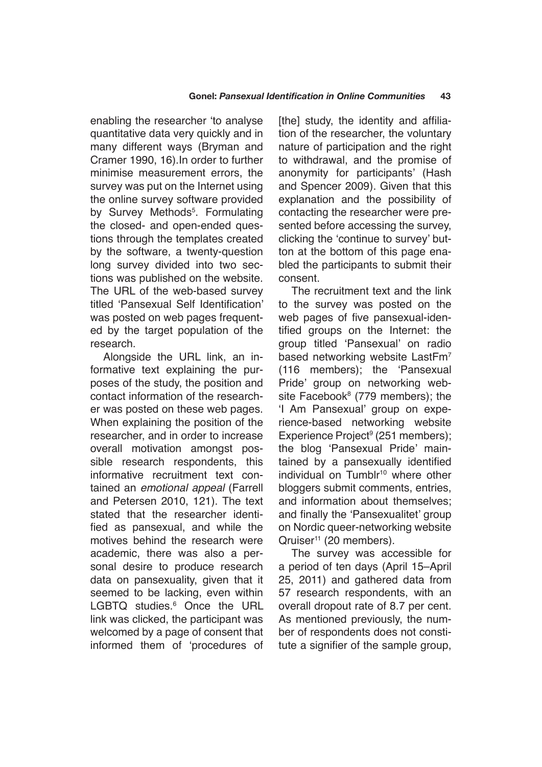enabling the researcher 'to analyse quantitative data very quickly and in many different ways (Bryman and Cramer 1990, 16).In order to further minimise measurement errors, the survey was put on the Internet using the online survey software provided by Survey Methods[5]. Formulating the closed- and open-ended questions through the templates created by the software, a twenty-question long survey divided into two sections was published on the website. The URL of the web-based survey titled 'Pansexual Self Identification' was posted on web pages frequented by the target population of the research.

Alongside the URL link, an informative text explaining the purposes of the study, the position and contact information of the researcher was posted on these web pages. When explaining the position of the researcher, and in order to increase overall motivation amongst possible research respondents, this informative recruitment text contained an *emotional appeal* (Farrell and Petersen 2010, 121). The text stated that the researcher identified as pansexual, and while the motives behind the research were academic, there was also a personal desire to produce research data on pansexuality, given that it seemed to be lacking, even within LGBTQ studies.[6] Once the URL link was clicked, the participant was welcomed by a page of consent that informed them of 'procedures of [the] study, the identity and affiliation of the researcher, the voluntary nature of participation and the right to withdrawal, and the promise of anonymity for participants' (Hash and Spencer 2009). Given that this explanation and the possibility of contacting the researcher were presented before accessing the survey, clicking the 'continue to survey' button at the bottom of this page enabled the participants to submit their consent.

The recruitment text and the link to the survey was posted on the web pages of five pansexual-identified groups on the Internet: the group titled 'Pansexual' on radio based networking website LastFm[7] (116 members); the 'Pansexual Pride' group on networking website Facebook[8] (779 members); the 'I Am Pansexual' group on experience-based networking website Experience Project[9] (251 members); the blog 'Pansexual Pride' maintained by a pansexually identified individual on Tumblr[10] where other bloggers submit comments, entries, and information about themselves; and finally the 'Pansexualitet' group on Nordic queer-networking website Qruiser[11] (20 members).

The survey was accessible for a period of ten days (April 15–April 25, 2011) and gathered data from 57 research respondents, with an overall dropout rate of 8.7 per cent. As mentioned previously, the number of respondents does not constitute a signifier of the sample group,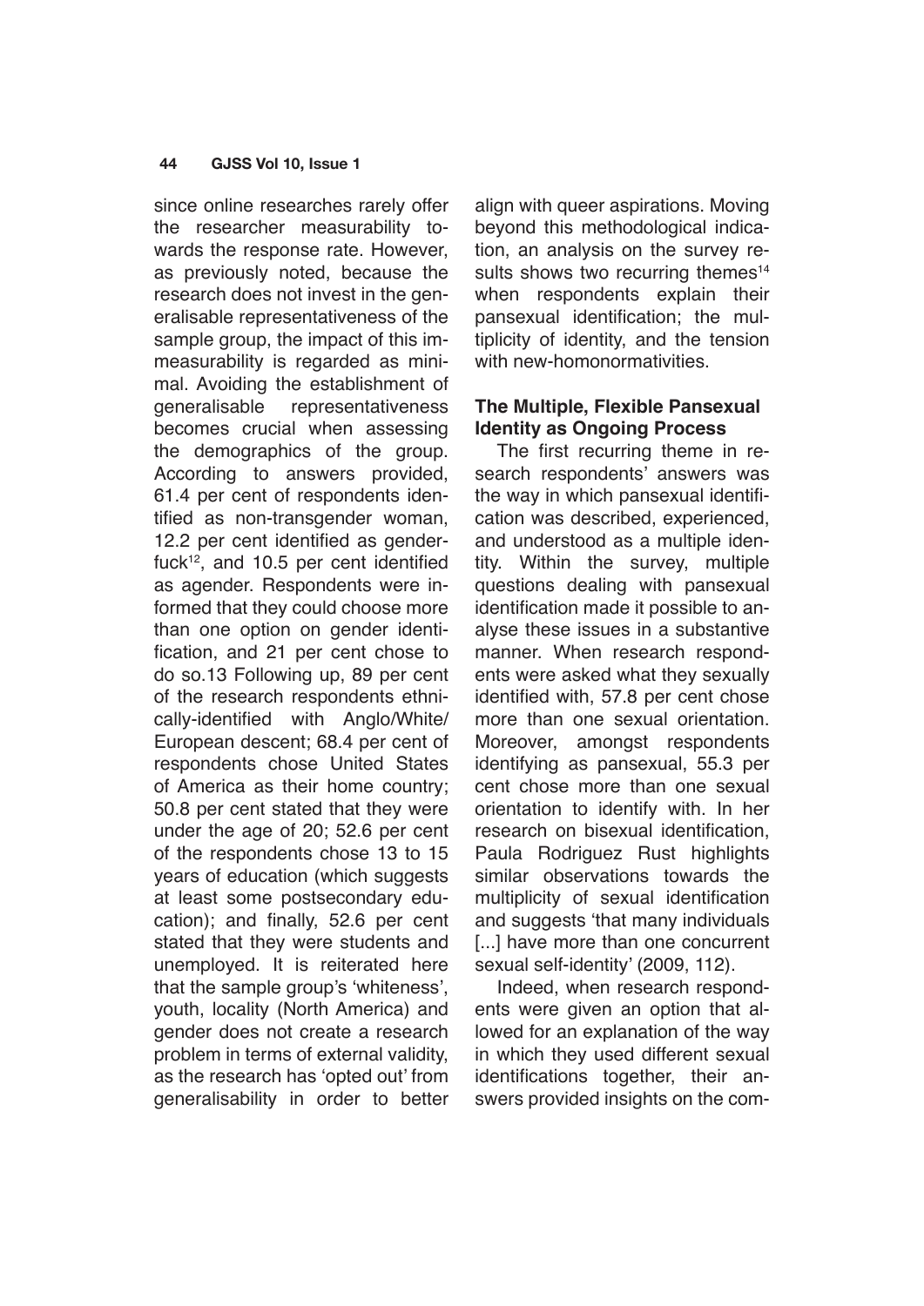since online researches rarely offer the researcher measurability towards the response rate. However, as previously noted, because the research does not invest in the generalisable representativeness of the sample group, the impact of this immeasurability is regarded as minimal. Avoiding the establishment of generalisable representativeness becomes crucial when assessing the demographics of the group. According to answers provided, 61.4 per cent of respondents identified as non-transgender woman, 12.2 per cent identified as genderfuck[12], and 10.5 per cent identified as agender. Respondents were informed that they could choose more than one option on gender identification, and 21 per cent chose to do so.13 Following up, 89 per cent of the research respondents ethnically-identified with Anglo/White/European descent; 68.4 per cent of respondents chose United States of America as their home country; 50.8 per cent stated that they were under the age of 20; 52.6 per cent of the respondents chose 13 to 15 years of education (which suggests at least some postsecondary education); and finally, 52.6 per cent stated that they were students and unemployed. It is reiterated here that the sample group's 'whiteness', youth, locality (North America) and gender does not create a research problem in terms of external validity, as the research has 'opted out' from generalisability in order to better align with queer aspirations. Moving beyond this methodological indication, an analysis on the survey results shows two recurring themes[14] when respondents explain their pansexual identification; the multiplicity of identity, and the tension with new-homonormativities.

## The Multiple, Flexible Pansexual Identity as Ongoing Process

The first recurring theme in research respondents' answers was the way in which pansexual identification was described, experienced, and understood as a multiple identity. Within the survey, multiple questions dealing with pansexual identification made it possible to analyse these issues in a substantive manner. When research respondents were asked what they sexually identified with, 57.8 per cent chose more than one sexual orientation. Moreover, amongst respondents identifying as pansexual, 55.3 per cent chose more than one sexual orientation to identify with. In her research on bisexual identification, Paula Rodriguez Rust highlights similar observations towards the multiplicity of sexual identification and suggests 'that many individuals [...] have more than one concurrent sexual self-identity' (2009, 112).

Indeed, when research respondents were given an option that allowed for an explanation of the way in which they used different sexual identifications together, their answers provided insights on the com-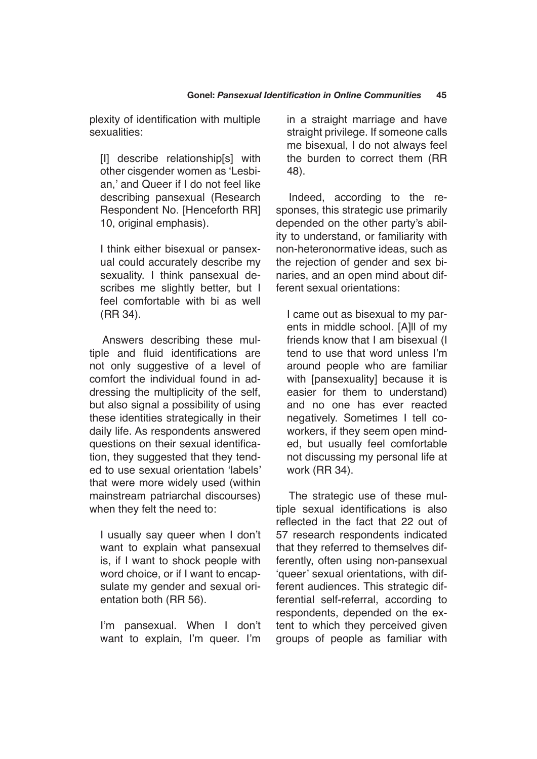plexity of identification with multiple sexualities:

> [I] describe relationship[s] with other cisgender women as 'Lesbian,' and Queer if I do not feel like describing pansexual (Research Respondent No. [Henceforth RR] 10, original emphasis).

> I think either bisexual or pansexual could accurately describe my sexuality. I think pansexual describes me slightly better, but I feel comfortable with bi as well (RR 34).

Answers describing these multiple and fluid identifications are not only suggestive of a level of comfort the individual found in addressing the multiplicity of the self, but also signal a possibility of using these identities strategically in their daily life. As respondents answered questions on their sexual identification, they suggested that they tended to use sexual orientation 'labels' that were more widely used (within mainstream patriarchal discourses) when they felt the need to:

> I usually say queer when I don't want to explain what pansexual is, if I want to shock people with word choice, or if I want to encapsulate my gender and sexual orientation both (RR 56).

> I'm pansexual. When I don't want to explain, I'm queer. I'm in a straight marriage and have straight privilege. If someone calls me bisexual, I do not always feel the burden to correct them (RR 48).

Indeed, according to the responses, this strategic use primarily depended on the other party's ability to understand, or familiarity with non-heteronormative ideas, such as the rejection of gender and sex binaries, and an open mind about different sexual orientations:

> I came out as bisexual to my parents in middle school. [A]ll of my friends know that I am bisexual (I tend to use that word unless I'm around people who are familiar with [pansexuality] because it is easier for them to understand) and no one has ever reacted negatively. Sometimes I tell coworkers, if they seem open minded, but usually feel comfortable not discussing my personal life at work (RR 34).

The strategic use of these multiple sexual identifications is also reflected in the fact that 22 out of 57 research respondents indicated that they referred to themselves differently, often using non-pansexual 'queer' sexual orientations, with different audiences. This strategic differential self-referral, according to respondents, depended on the extent to which they perceived given groups of people as familiar with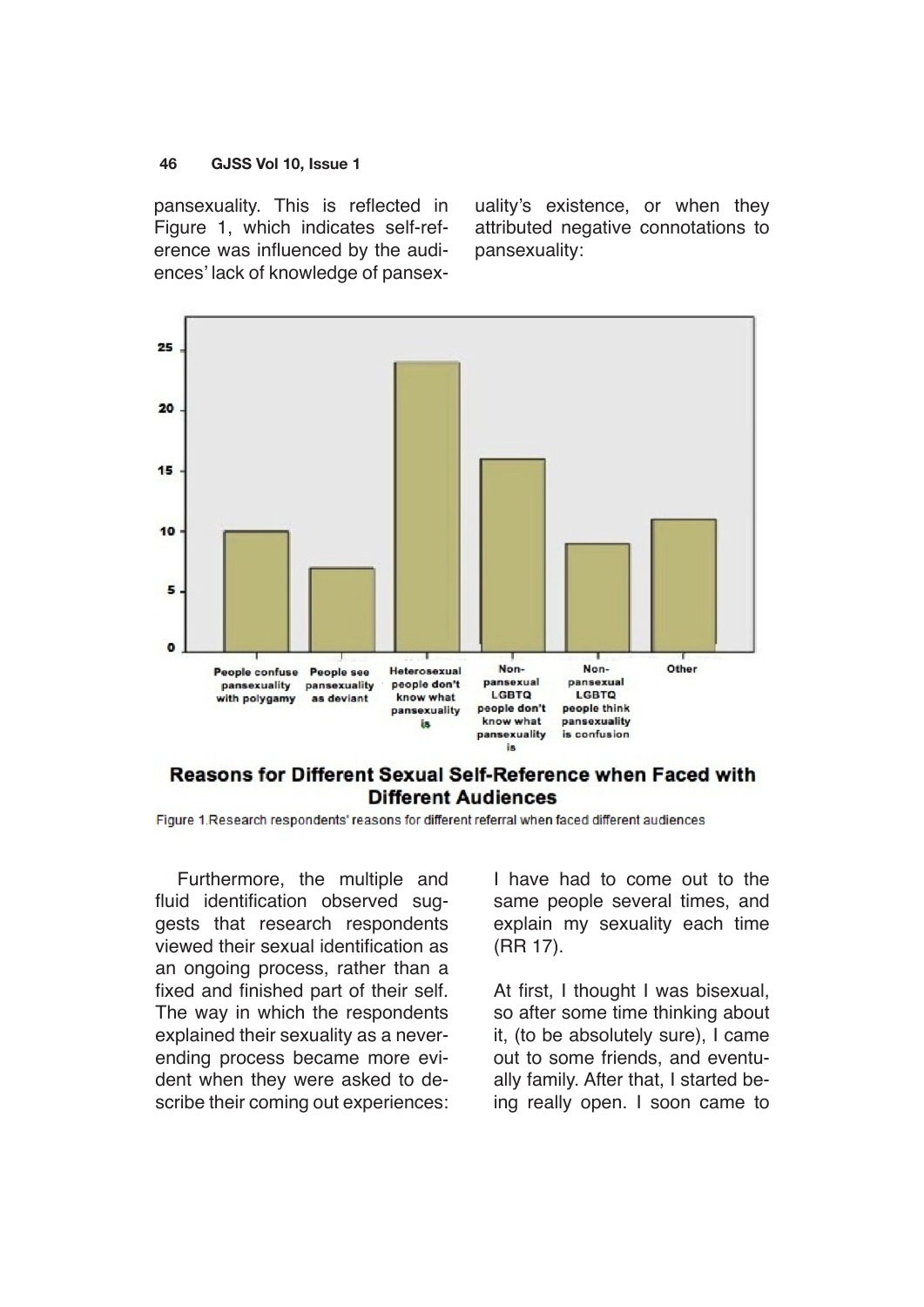pansexuality. This is reflected in Figure 1, which indicates self-reference was influenced by the audiences' lack of knowledge of pansexuality's existence, or when they attributed negative connotations to pansexuality:

**Reasons for Different Sexual Self-Reference when Faced with Different Audiences**

Figure 1.Research respondents' reasons for different referral when faced different audiences

Furthermore, the multiple and fluid identification observed suggests that research respondents viewed their sexual identification as an ongoing process, rather than a fixed and finished part of their self. The way in which the respondents explained their sexuality as a never-ending process became more evident when they were asked to describe their coming out experiences:

I have had to come out to the same people several times, and explain my sexuality each time (RR 17).

At first, I thought I was bisexual, so after some time thinking about it, (to be absolutely sure), I came out to some friends, and eventually family. After that, I started being really open. I soon came to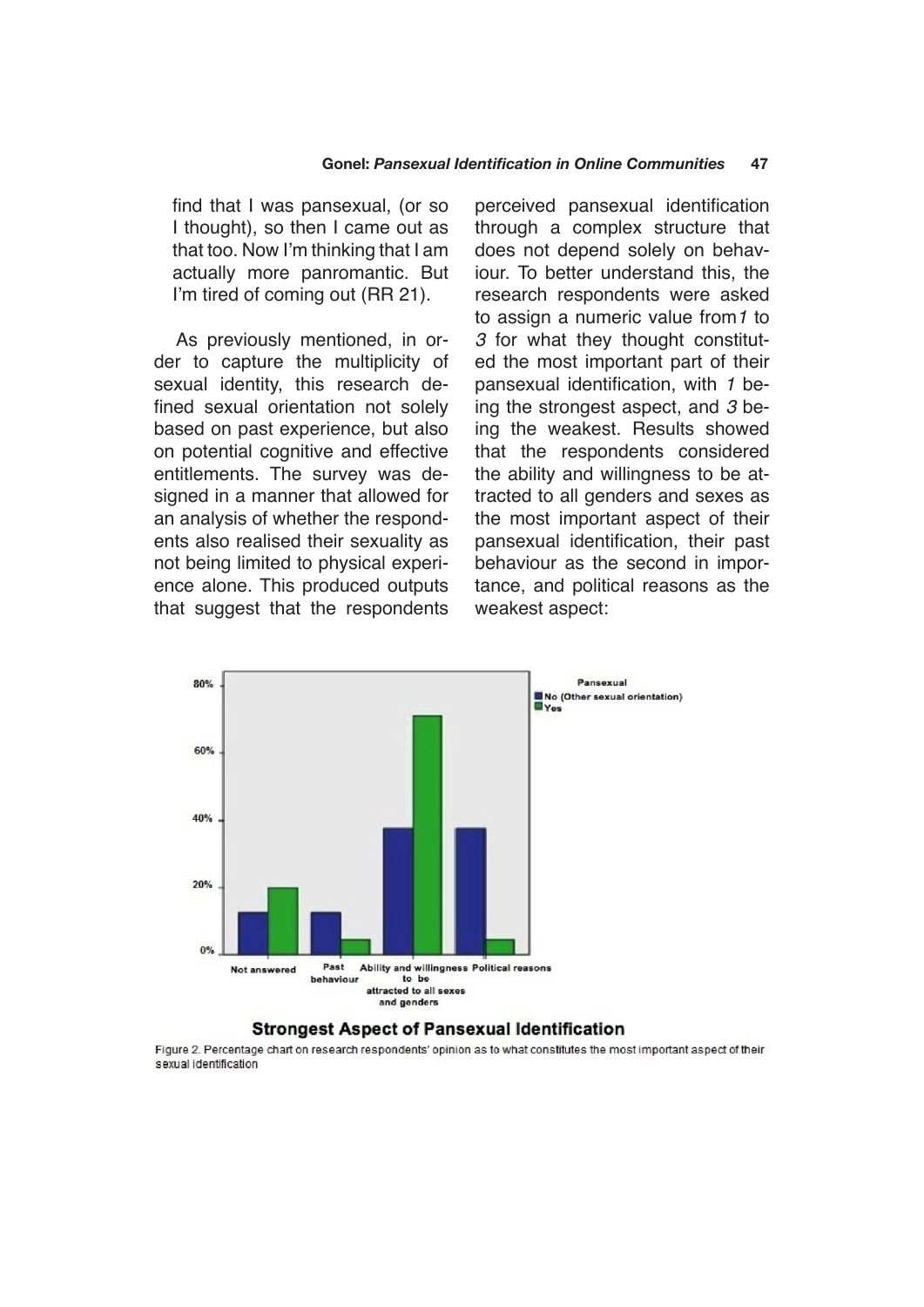> find that I was pansexual, (or so I thought), so then I came out as that too. Now I'm thinking that I am actually more panromantic. But I'm tired of coming out (RR 21).

As previously mentioned, in order to capture the multiplicity of sexual identity, this research defined sexual orientation not solely based on past experience, but also on potential cognitive and effective entitlements. The survey was designed in a manner that allowed for an analysis of whether the respondents also realised their sexuality as not being limited to physical experience alone. This produced outputs that suggest that the respondents perceived pansexual identification through a complex structure that does not depend solely on behaviour. To better understand this, the research respondents were asked to assign a numeric value from *1* to *3* for what they thought constituted the most important part of their pansexual identification, with *1* being the strongest aspect, and *3* being the weakest. Results showed that the respondents considered the ability and willingness to be attracted to all genders and sexes as the most important aspect of their pansexual identification, their past behaviour as the second in importance, and political reasons as the weakest aspect:

**Strongest Aspect of Pansexual Identification**

Figure 2. Percentage chart on research respondents' opinion as to what constitutes the most important aspect of their sexual identification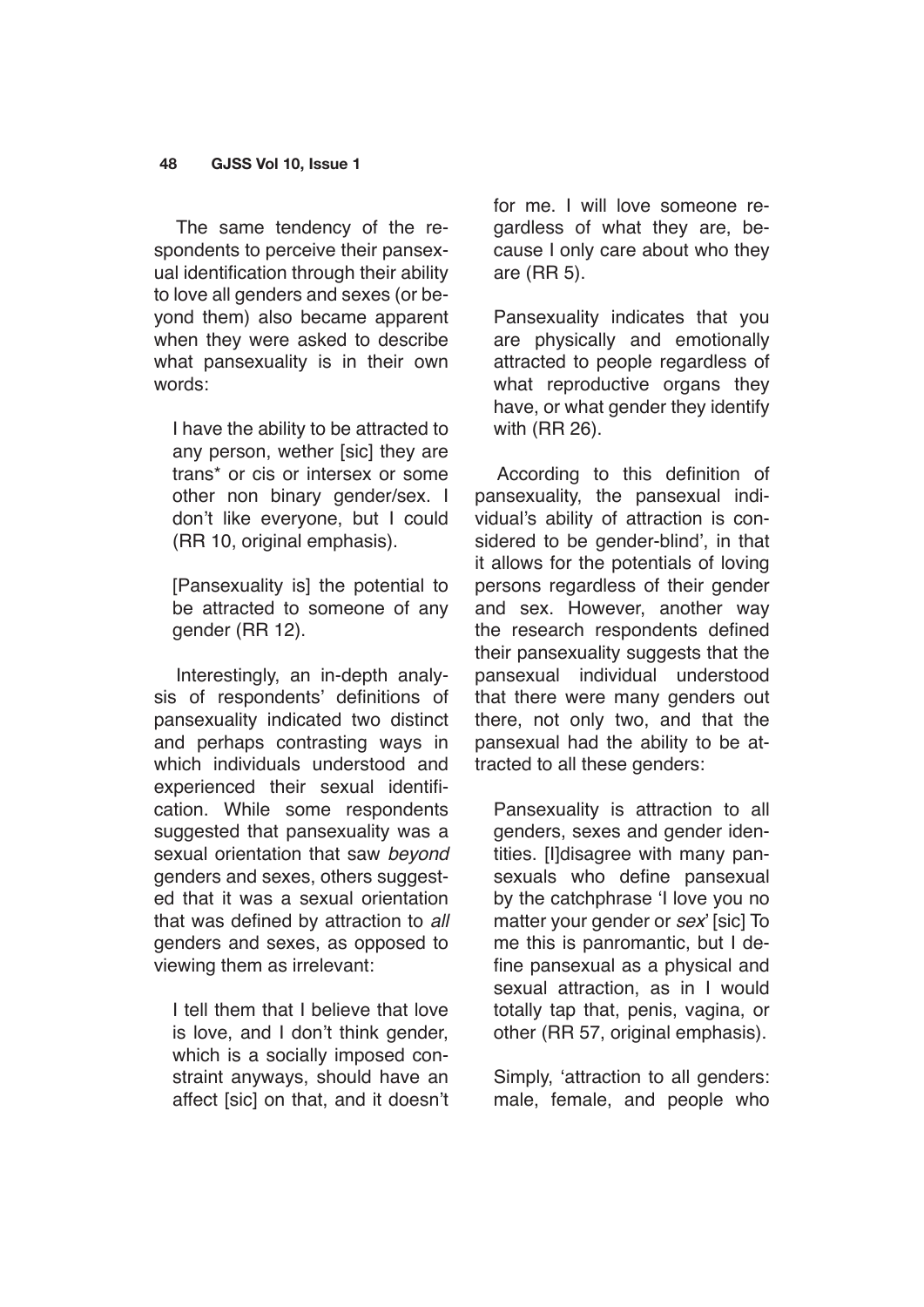The same tendency of the respondents to perceive their pansexual identification through their ability to love all genders and sexes (or beyond them) also became apparent when they were asked to describe what pansexuality is in their own words:

> I have the ability to be attracted to any person, wether [sic] they are trans* or cis or intersex or some other non binary gender/sex. I don't like everyone, but I could (RR 10, original emphasis).

> [Pansexuality is] the potential to be attracted to someone of any gender (RR 12).

Interestingly, an in-depth analysis of respondents' definitions of pansexuality indicated two distinct and perhaps contrasting ways in which individuals understood and experienced their sexual identification. While some respondents suggested that pansexuality was a sexual orientation that saw *beyond* genders and sexes, others suggested that it was a sexual orientation that was defined by attraction to *all* genders and sexes, as opposed to viewing them as irrelevant:

> I tell them that I believe that love is love, and I don't think gender, which is a socially imposed constraint anyways, should have an affect [sic] on that, and it doesn't for me. I will love someone regardless of what they are, because I only care about who they are (RR 5).

> Pansexuality indicates that you are physically and emotionally attracted to people regardless of what reproductive organs they have, or what gender they identify with (RR 26).

According to this definition of pansexuality, the pansexual individual's ability of attraction is considered to be gender-blind', in that it allows for the potentials of loving persons regardless of their gender and sex. However, another way the research respondents defined their pansexuality suggests that the pansexual individual understood that there were many genders out there, not only two, and that the pansexual had the ability to be attracted to all these genders:

> Pansexuality is attraction to all genders, sexes and gender identities. [I]disagree with many pansexuals who define pansexual by the catchphrase 'I love you no matter your gender or *sex*' [sic] To me this is panromantic, but I define pansexual as a physical and sexual attraction, as in I would totally tap that, penis, vagina, or other (RR 57, original emphasis).

> Simply, 'attraction to all genders: male, female, and people who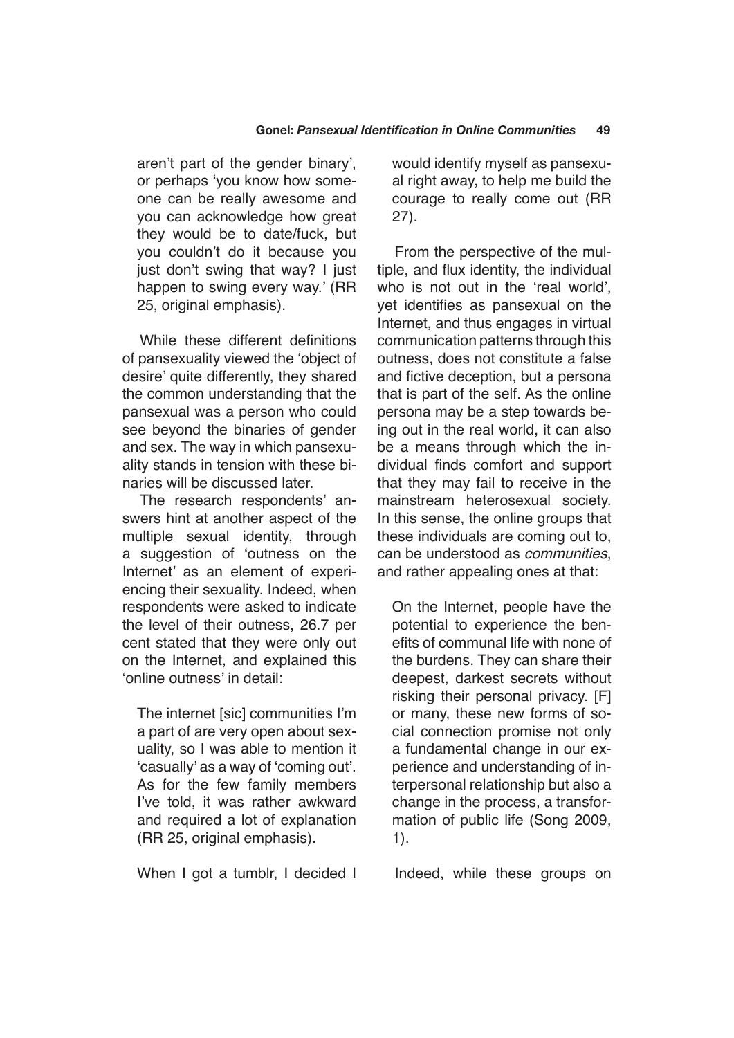aren't part of the gender binary', or perhaps 'you know how someone can be really awesome and you can acknowledge how great they would be to date/fuck, but you couldn't do it because you just don't swing that way? I just happen to swing every way.' (RR 25, original emphasis).

While these different definitions of pansexuality viewed the 'object of desire' quite differently, they shared the common understanding that the pansexual was a person who could see beyond the binaries of gender and sex. The way in which pansexuality stands in tension with these binaries will be discussed later.

The research respondents' answers hint at another aspect of the multiple sexual identity, through a suggestion of 'outness on the Internet' as an element of experiencing their sexuality. Indeed, when respondents were asked to indicate the level of their outness, 26.7 per cent stated that they were only out on the Internet, and explained this 'online outness' in detail:

> The internet [sic] communities I'm a part of are very open about sexuality, so I was able to mention it 'casually' as a way of 'coming out'. As for the few family members I've told, it was rather awkward and required a lot of explanation (RR 25, original emphasis).

> When I got a tumblr, I decided I would identify myself as pansexual right away, to help me build the courage to really come out (RR 27).

From the perspective of the multiple, and flux identity, the individual who is not out in the 'real world', yet identifies as pansexual on the Internet, and thus engages in virtual communication patterns through this outness, does not constitute a false and fictive deception, but a persona that is part of the self. As the online persona may be a step towards being out in the real world, it can also be a means through which the individual finds comfort and support that they may fail to receive in the mainstream heterosexual society. In this sense, the online groups that these individuals are coming out to, can be understood as *communities*, and rather appealing ones at that:

> On the Internet, people have the potential to experience the benefits of communal life with none of the burdens. They can share their deepest, darkest secrets without risking their personal privacy. [F] or many, these new forms of social connection promise not only a fundamental change in our experience and understanding of interpersonal relationship but also a change in the process, a transformation of public life (Song 2009, 1).

Indeed, while these groups on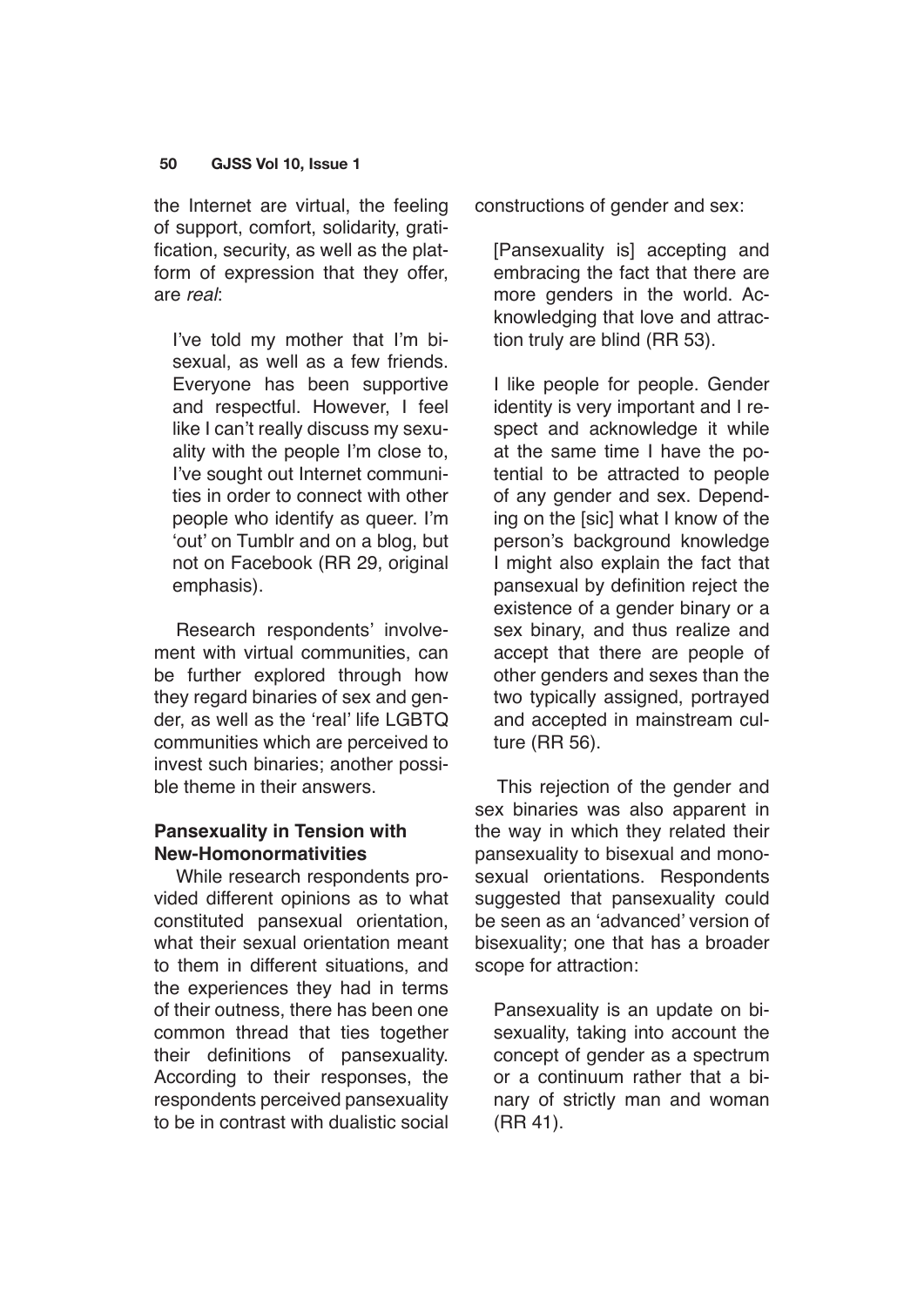the Internet are virtual, the feeling of support, comfort, solidarity, gratification, security, as well as the platform of expression that they offer, are *real*:

> I've told my mother that I'm bisexual, as well as a few friends. Everyone has been supportive and respectful. However, I feel like I can't really discuss my sexuality with the people I'm close to, I've sought out Internet communities in order to connect with other people who identify as queer. I'm 'out' on Tumblr and on a blog, but not on Facebook (RR 29, original emphasis).

Research respondents' involvement with virtual communities, can be further explored through how they regard binaries of sex and gender, as well as the 'real' life LGBTQ communities which are perceived to invest such binaries; another possible theme in their answers.

### Pansexuality in Tension with New-Homonormativities

While research respondents provided different opinions as to what constituted pansexual orientation, what their sexual orientation meant to them in different situations, and the experiences they had in terms of their outness, there has been one common thread that ties together their definitions of pansexuality. According to their responses, the respondents perceived pansexuality to be in contrast with dualistic social constructions of gender and sex:

> [Pansexuality is] accepting and embracing the fact that there are more genders in the world. Acknowledging that love and attraction truly are blind (RR 53).

> I like people for people. Gender identity is very important and I respect and acknowledge it while at the same time I have the potential to be attracted to people of any gender and sex. Depending on the [sic] what I know of the person's background knowledge I might also explain the fact that pansexual by definition reject the existence of a gender binary or a sex binary, and thus realize and accept that there are people of other genders and sexes than the two typically assigned, portrayed and accepted in mainstream culture (RR 56).

This rejection of the gender and sex binaries was also apparent in the way in which they related their pansexuality to bisexual and monosexual orientations. Respondents suggested that pansexuality could be seen as an 'advanced' version of bisexuality; one that has a broader scope for attraction:

> Pansexuality is an update on bisexuality, taking into account the concept of gender as a spectrum or a continuum rather that a binary of strictly man and woman (RR 41).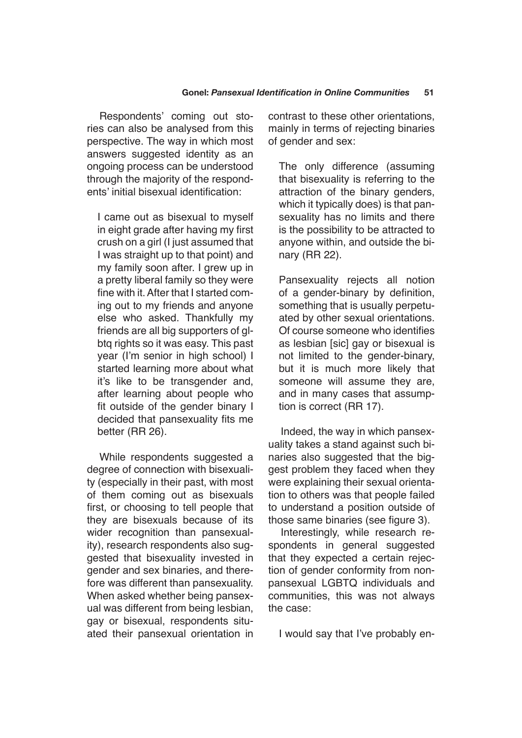Respondents' coming out stories can also be analysed from this perspective. The way in which most answers suggested identity as an ongoing process can be understood through the majority of the respondents' initial bisexual identification:

> I came out as bisexual to myself in eight grade after having my first crush on a girl (I just assumed that I was straight up to that point) and my family soon after. I grew up in a pretty liberal family so they were fine with it. After that I started coming out to my friends and anyone else who asked. Thankfully my friends are all big supporters of glbtq rights so it was easy. This past year (I'm senior in high school) I started learning more about what it's like to be transgender and, after learning about people who fit outside of the gender binary I decided that pansexuality fits me better (RR 26).

While respondents suggested a degree of connection with bisexuality (especially in their past, with most of them coming out as bisexuals first, or choosing to tell people that they are bisexuals because of its wider recognition than pansexuality), research respondents also suggested that bisexuality invested in gender and sex binaries, and therefore was different than pansexuality. When asked whether being pansexual was different from being lesbian, gay or bisexual, respondents situated their pansexual orientation in contrast to these other orientations, mainly in terms of rejecting binaries of gender and sex:

> The only difference (assuming that bisexuality is referring to the attraction of the binary genders, which it typically does) is that pansexuality has no limits and there is the possibility to be attracted to anyone within, and outside the binary (RR 22).

> Pansexuality rejects all notion of a gender-binary by definition, something that is usually perpetuated by other sexual orientations. Of course someone who identifies as lesbian [sic] gay or bisexual is not limited to the gender-binary, but it is much more likely that someone will assume they are, and in many cases that assumption is correct (RR 17).

Indeed, the way in which pansexuality takes a stand against such binaries also suggested that the biggest problem they faced when they were explaining their sexual orientation to others was that people failed to understand a position outside of those same binaries (see figure 3).

Interestingly, while research respondents in general suggested that they expected a certain rejection of gender conformity from non-pansexual LGBTQ individuals and communities, this was not always the case:

> I would say that I've probably en-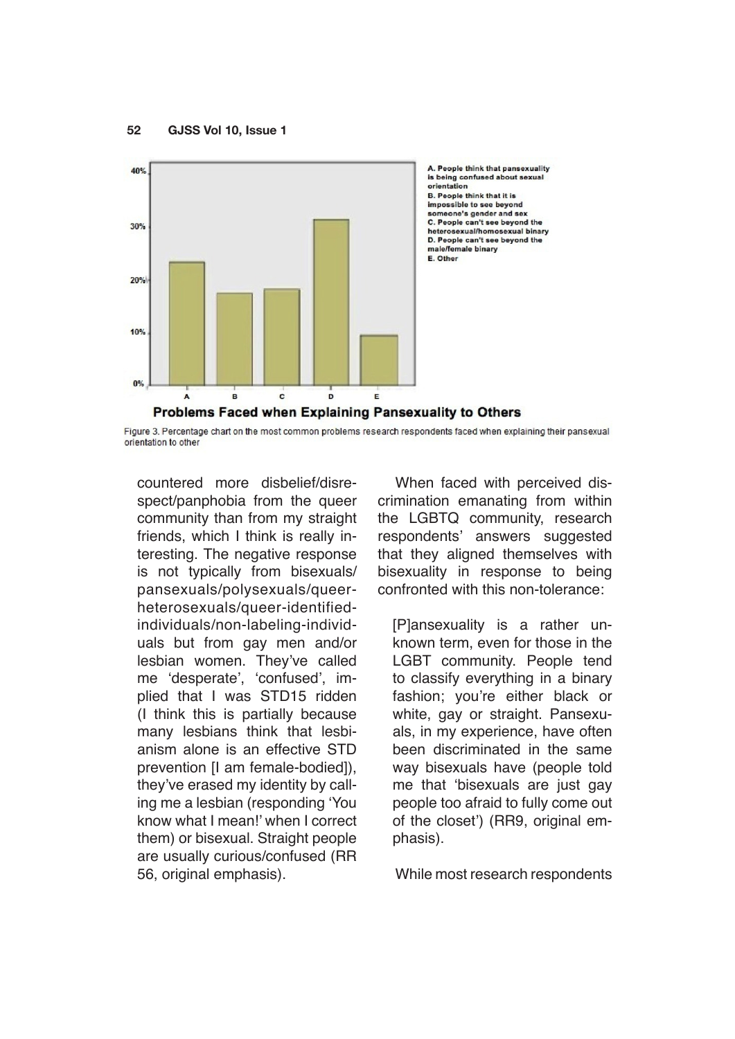A. People think that pansexuality is being confused about sexual orientation
B. People think that it is impossible to see beyond someone's gender and sex
C. People can't see beyond the heterosexual/homosexual binary
D. People can't see beyond the male/female binary
E. Other

**Problems Faced when Explaining Pansexuality to Others**

Figure 3. Percentage chart on the most common problems research respondents faced when explaining their pansexual orientation to other

countered more disbelief/disrespect/panphobia from the queer community than from my straight friends, which I think is really interesting. The negative response is not typically from bisexuals/pansexuals/polysexuals/queer-heterosexuals/queer-identified-individuals/non-labeling-individuals but from gay men and/or lesbian women. They've called me 'desperate', 'confused', implied that I was STD15 ridden (I think this is partially because many lesbians think that lesbianism alone is an effective STD prevention [I am female-bodied]), they've erased my identity by calling me a lesbian (responding 'You know what I mean!' when I correct them) or bisexual. Straight people are usually curious/confused (RR 56, original emphasis).

When faced with perceived discrimination emanating from within the LGBTQ community, research respondents' answers suggested that they aligned themselves with bisexuality in response to being confronted with this non-tolerance:

> [P]ansexuality is a rather unknown term, even for those in the LGBT community. People tend to classify everything in a binary fashion; you're either black or white, gay or straight. Pansexuals, in my experience, have often been discriminated in the same way bisexuals have (people told me that 'bisexuals are just gay people too afraid to fully come out of the closet') (RR9, original emphasis).

While most research respondents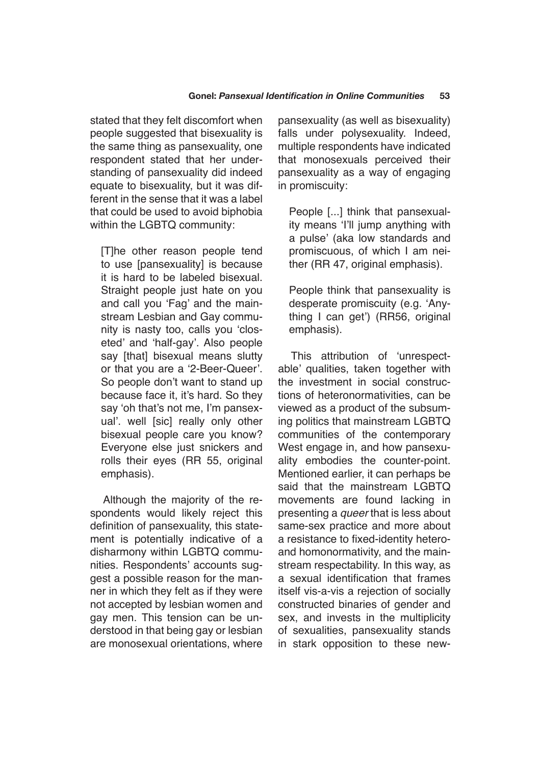stated that they felt discomfort when people suggested that bisexuality is the same thing as pansexuality, one respondent stated that her understanding of pansexuality did indeed equate to bisexuality, but it was different in the sense that it was a label that could be used to avoid biphobia within the LGBTQ community:

> [T]he other reason people tend to use [pansexuality] is because it is hard to be labeled bisexual. Straight people just hate on you and call you 'Fag' and the mainstream Lesbian and Gay community is nasty too, calls you 'closeted' and 'half-gay'. Also people say [that] bisexual means slutty or that you are a '2-Beer-Queer'. So people don't want to stand up because face it, it's hard. So they say 'oh that's not me, I'm pansexual'. well [sic] really only other bisexual people care you know? Everyone else just snickers and rolls their eyes (RR 55, original emphasis).

Although the majority of the respondents would likely reject this definition of pansexuality, this statement is potentially indicative of a disharmony within LGBTQ communities. Respondents' accounts suggest a possible reason for the manner in which they felt as if they were not accepted by lesbian women and gay men. This tension can be understood in that being gay or lesbian are monosexual orientations, where pansexuality (as well as bisexuality) falls under polysexuality. Indeed, multiple respondents have indicated that monosexuals perceived their pansexuality as a way of engaging in promiscuity:

> People [...] think that pansexuality means 'I'll jump anything with a pulse' (aka low standards and promiscuous, of which I am neither (RR 47, original emphasis).

> People think that pansexuality is desperate promiscuity (e.g. 'Anything I can get') (RR56, original emphasis).

This attribution of 'unrespectable' qualities, taken together with the investment in social constructions of heteronormativities, can be viewed as a product of the subsuming politics that mainstream LGBTQ communities of the contemporary West engage in, and how pansexuality embodies the counter-point. Mentioned earlier, it can perhaps be said that the mainstream LGBTQ movements are found lacking in presenting a *queer* that is less about same-sex practice and more about a resistance to fixed-identity hetero- and homonormativity, and the mainstream respectability. In this way, as a sexual identification that frames itself vis-a-vis a rejection of socially constructed binaries of gender and sex, and invests in the multiplicity of sexualities, pansexuality stands in stark opposition to these new-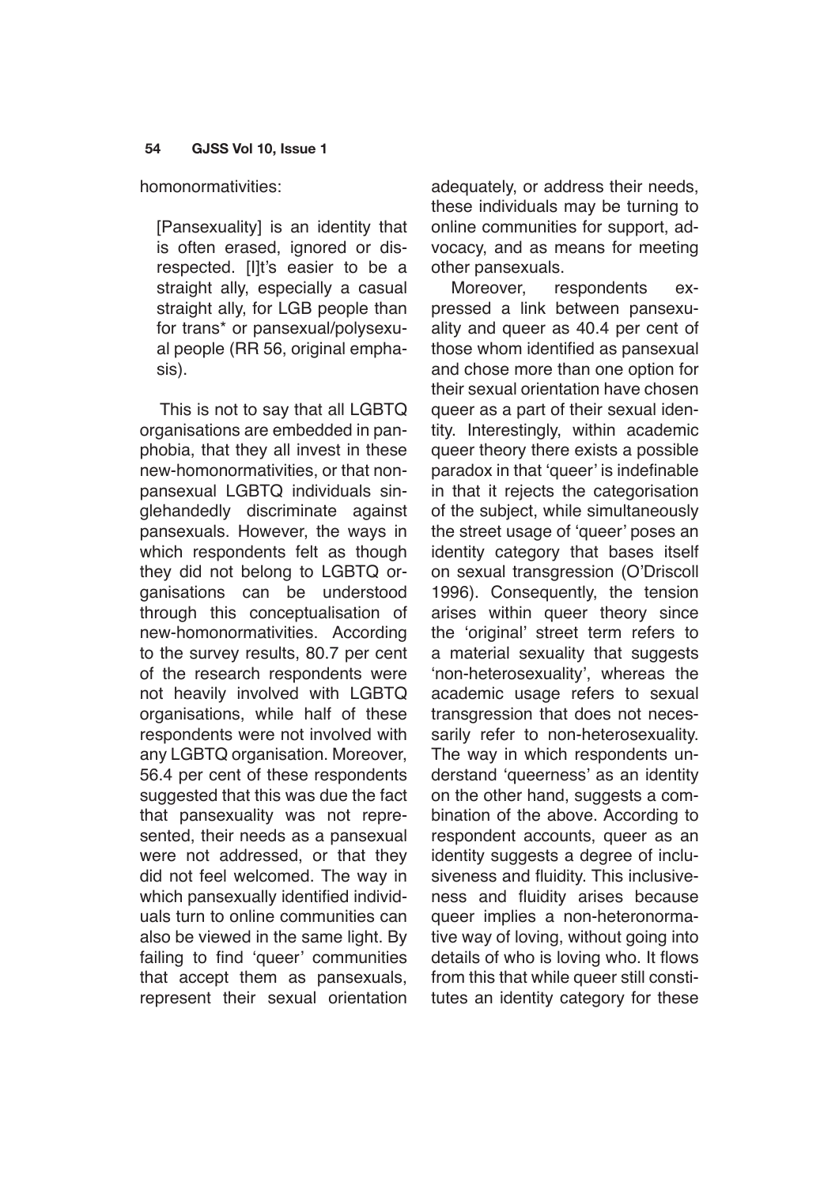homonormativities:

> [Pansexuality] is an identity that is often erased, ignored or disrespected. [I]t's easier to be a straight ally, especially a casual straight ally, for LGB people than for trans* or pansexual/polysexual people (RR 56, original emphasis).

This is not to say that all LGBTQ organisations are embedded in panphobia, that they all invest in these new-homonormativities, or that non-pansexual LGBTQ individuals singlehandedly discriminate against pansexuals. However, the ways in which respondents felt as though they did not belong to LGBTQ organisations can be understood through this conceptualisation of new-homonormativities. According to the survey results, 80.7 per cent of the research respondents were not heavily involved with LGBTQ organisations, while half of these respondents were not involved with any LGBTQ organisation. Moreover, 56.4 per cent of these respondents suggested that this was due the fact that pansexuality was not represented, their needs as a pansexual were not addressed, or that they did not feel welcomed. The way in which pansexually identified individuals turn to online communities can also be viewed in the same light. By failing to find 'queer' communities that accept them as pansexuals, represent their sexual orientation adequately, or address their needs, these individuals may be turning to online communities for support, advocacy, and as means for meeting other pansexuals.

Moreover, respondents expressed a link between pansexuality and queer as 40.4 per cent of those whom identified as pansexual and chose more than one option for their sexual orientation have chosen queer as a part of their sexual identity. Interestingly, within academic queer theory there exists a possible paradox in that 'queer' is indefinable in that it rejects the categorisation of the subject, while simultaneously the street usage of 'queer' poses an identity category that bases itself on sexual transgression (O'Driscoll 1996). Consequently, the tension arises within queer theory since the 'original' street term refers to a material sexuality that suggests 'non-heterosexuality', whereas the academic usage refers to sexual transgression that does not necessarily refer to non-heterosexuality. The way in which respondents understand 'queerness' as an identity on the other hand, suggests a combination of the above. According to respondent accounts, queer as an identity suggests a degree of inclusiveness and fluidity. This inclusiveness and fluidity arises because queer implies a non-heteronormative way of loving, without going into details of who is loving who. It flows from this that while queer still constitutes an identity category for these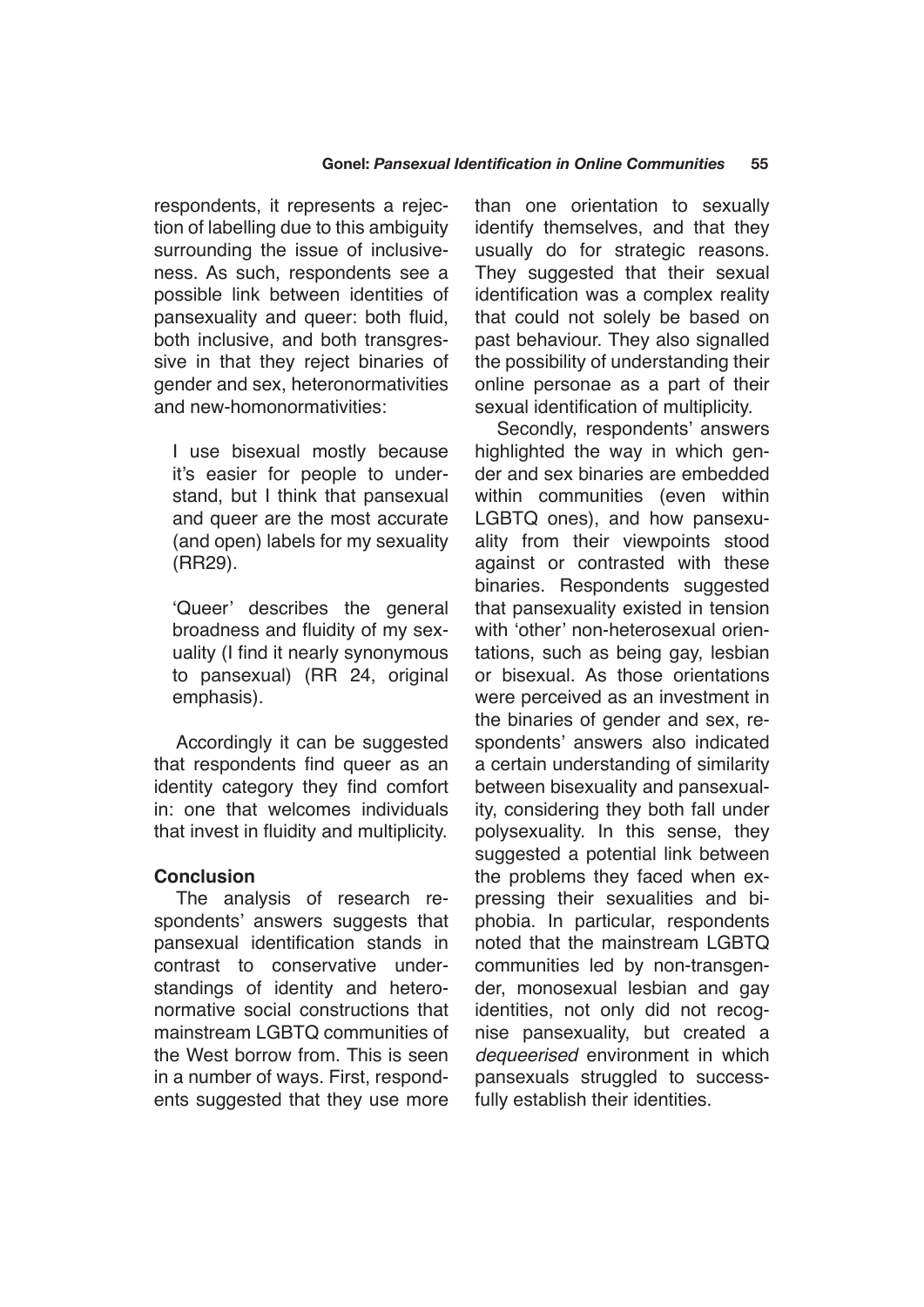respondents, it represents a rejection of labelling due to this ambiguity surrounding the issue of inclusiveness. As such, respondents see a possible link between identities of pansexuality and queer: both fluid, both inclusive, and both transgressive in that they reject binaries of gender and sex, heteronormativities and new-homonormativities:

> I use bisexual mostly because it's easier for people to understand, but I think that pansexual and queer are the most accurate (and open) labels for my sexuality (RR29).

> 'Queer' describes the general broadness and fluidity of my sexuality (I find it nearly synonymous to pansexual) (RR 24, original emphasis).

Accordingly it can be suggested that respondents find queer as an identity category they find comfort in: one that welcomes individuals that invest in fluidity and multiplicity.

## Conclusion

The analysis of research respondents' answers suggests that pansexual identification stands in contrast to conservative understandings of identity and heteronormative social constructions that mainstream LGBTQ communities of the West borrow from. This is seen in a number of ways. First, respondents suggested that they use more than one orientation to sexually identify themselves, and that they usually do for strategic reasons. They suggested that their sexual identification was a complex reality that could not solely be based on past behaviour. They also signalled the possibility of understanding their online personae as a part of their sexual identification of multiplicity.

Secondly, respondents' answers highlighted the way in which gender and sex binaries are embedded within communities (even within LGBTQ ones), and how pansexuality from their viewpoints stood against or contrasted with these binaries. Respondents suggested that pansexuality existed in tension with 'other' non-heterosexual orientations, such as being gay, lesbian or bisexual. As those orientations were perceived as an investment in the binaries of gender and sex, respondents' answers also indicated a certain understanding of similarity between bisexuality and pansexuality, considering they both fall under polysexuality. In this sense, they suggested a potential link between the problems they faced when expressing their sexualities and biphobia. In particular, respondents noted that the mainstream LGBTQ communities led by non-transgender, monosexual lesbian and gay identities, not only did not recognise pansexuality, but created a *dequeerised* environment in which pansexuals struggled to successfully establish their identities.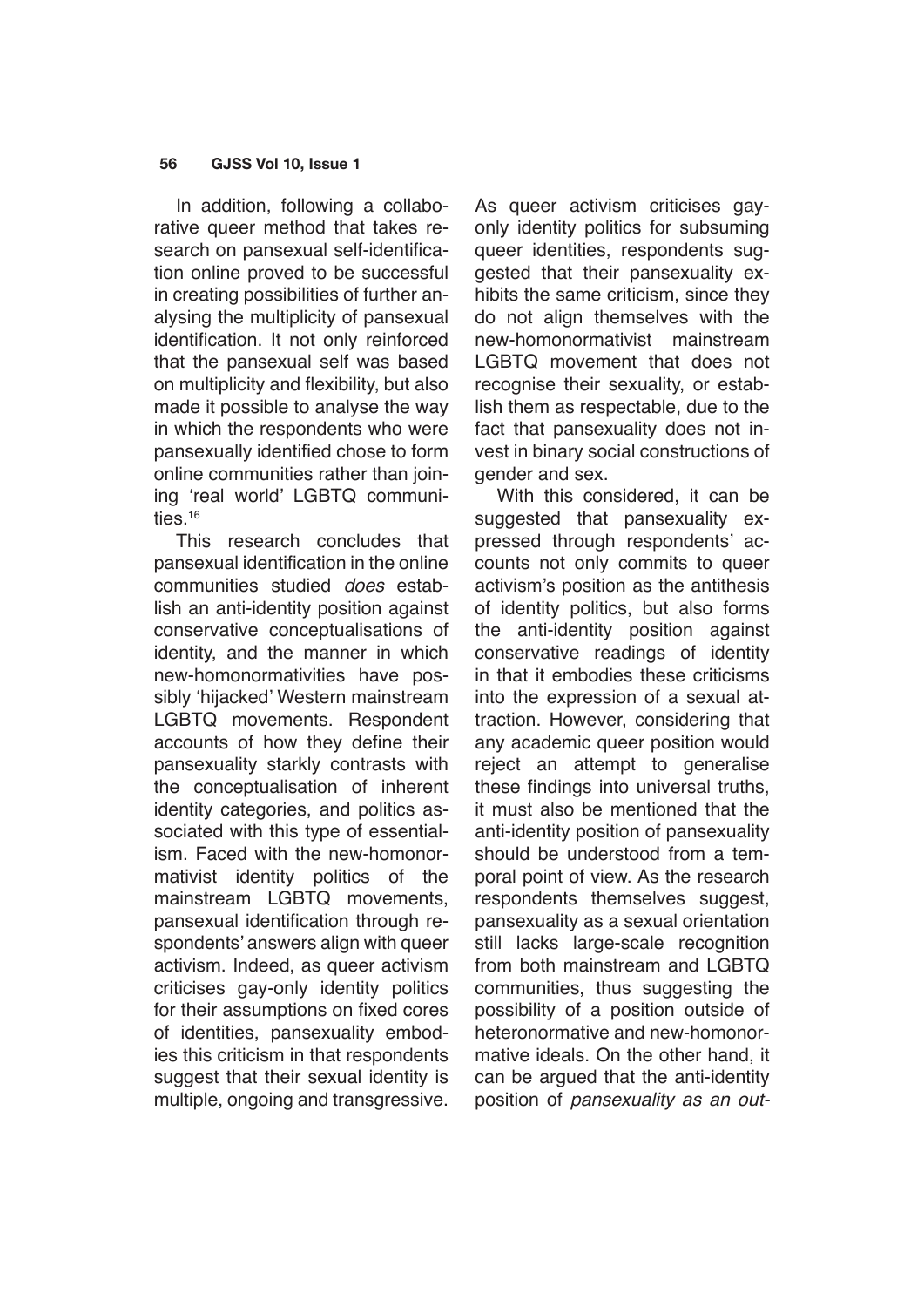In addition, following a collaborative queer method that takes research on pansexual self-identification online proved to be successful in creating possibilities of further analysing the multiplicity of pansexual identification. It not only reinforced that the pansexual self was based on multiplicity and flexibility, but also made it possible to analyse the way in which the respondents who were pansexually identified chose to form online communities rather than joining 'real world' LGBTQ communities.[16]

This research concludes that pansexual identification in the online communities studied *does* establish an anti-identity position against conservative conceptualisations of identity, and the manner in which new-homonormativities have possibly 'hijacked' Western mainstream LGBTQ movements. Respondent accounts of how they define their pansexuality starkly contrasts with the conceptualisation of inherent identity categories, and politics associated with this type of essentialism. Faced with the new-homonormativist identity politics of the mainstream LGBTQ movements, pansexual identification through respondents' answers align with queer activism. Indeed, as queer activism criticises gay-only identity politics for their assumptions on fixed cores of identities, pansexuality embodies this criticism in that respondents suggest that their sexual identity is multiple, ongoing and transgressive. As queer activism criticises gay-only identity politics for subsuming queer identities, respondents suggested that their pansexuality exhibits the same criticism, since they do not align themselves with the new-homonormativist mainstream LGBTQ movement that does not recognise their sexuality, or establish them as respectable, due to the fact that pansexuality does not invest in binary social constructions of gender and sex.

With this considered, it can be suggested that pansexuality expressed through respondents' accounts not only commits to queer activism's position as the antithesis of identity politics, but also forms the anti-identity position against conservative readings of identity in that it embodies these criticisms into the expression of a sexual attraction. However, considering that any academic queer position would reject an attempt to generalise these findings into universal truths, it must also be mentioned that the anti-identity position of pansexuality should be understood from a temporal point of view. As the research respondents themselves suggest, pansexuality as a sexual orientation still lacks large-scale recognition from both mainstream and LGBTQ communities, thus suggesting the possibility of a position outside of heteronormative and new-homonormative ideals. On the other hand, it can be argued that the anti-identity position of *pansexuality as an out-*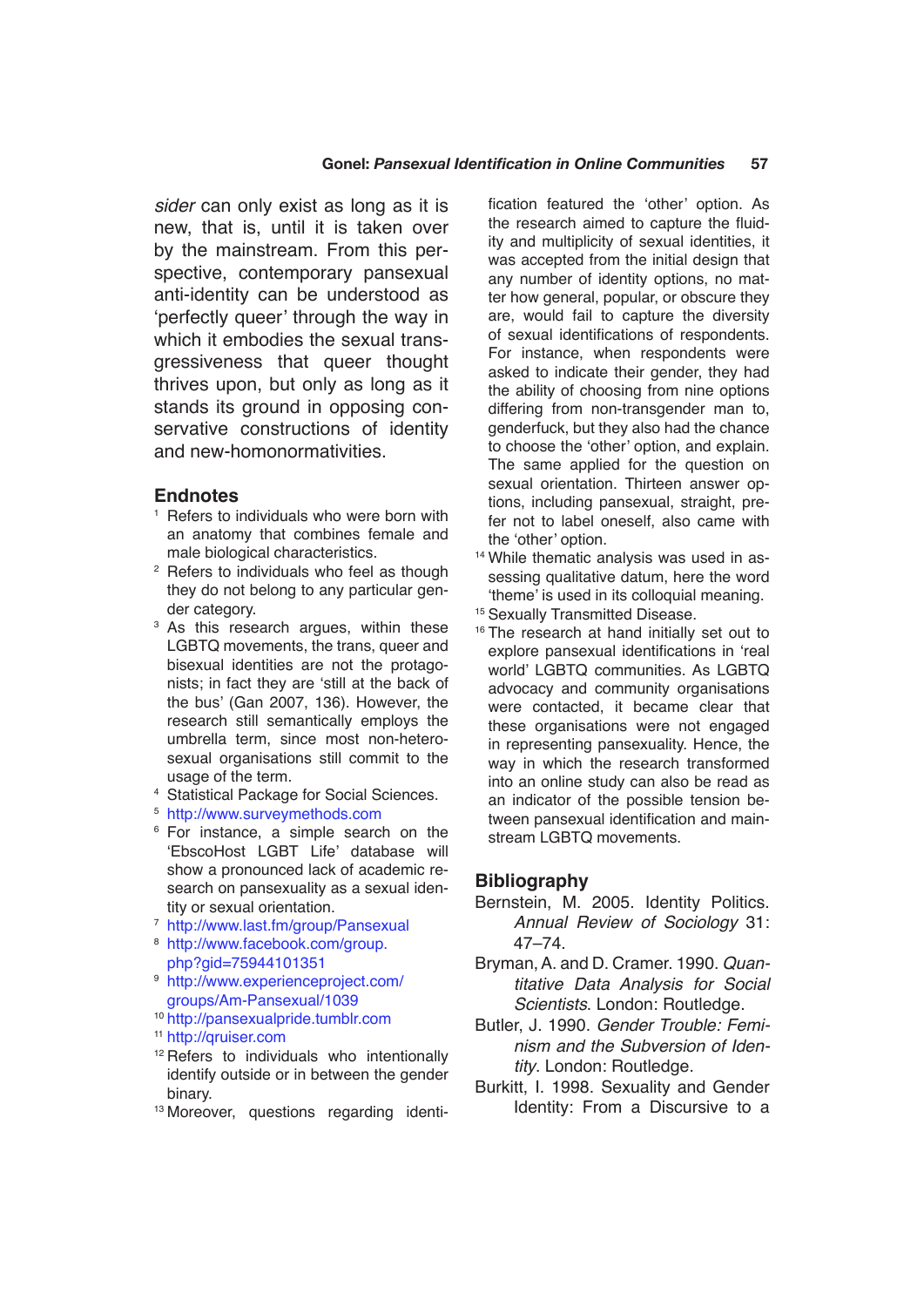*sider* can only exist as long as it is new, that is, until it is taken over by the mainstream. From this perspective, contemporary pansexual anti-identity can be understood as 'perfectly queer' through the way in which it embodies the sexual transgressiveness that queer thought thrives upon, but only as long as it stands its ground in opposing conservative constructions of identity and new-homonormativities.

## Endnotes

[1] Refers to individuals who were born with an anatomy that combines female and male biological characteristics.

[2] Refers to individuals who feel as though they do not belong to any particular gender category.

[3] As this research argues, within these LGBTQ movements, the trans, queer and bisexual identities are not the protagonists; in fact they are 'still at the back of the bus' (Gan 2007, 136). However, the research still semantically employs the umbrella term, since most non-heterosexual organisations still commit to the usage of the term.

[4] Statistical Package for Social Sciences.

[5] http://www.surveymethods.com

[6] For instance, a simple search on the 'EbscoHost LGBT Life' database will show a pronounced lack of academic research on pansexuality as a sexual identity or sexual orientation.

[7] http://www.last.fm/group/Pansexual

[8] http://www.facebook.com/group.php?gid=75944101351

[9] http://www.experienceproject.com/groups/Am-Pansexual/1039

[10] http://pansexualpride.tumblr.com

[11] http://qruiser.com

[12] Refers to individuals who intentionally identify outside or in between the gender binary.

[13] Moreover, questions regarding identification featured the 'other' option. As the research aimed to capture the fluidity and multiplicity of sexual identities, it was accepted from the initial design that any number of identity options, no matter how general, popular, or obscure they are, would fail to capture the diversity of sexual identifications of respondents. For instance, when respondents were asked to indicate their gender, they had the ability of choosing from nine options differing from non-transgender man to, genderfuck, but they also had the chance to choose the 'other' option, and explain. The same applied for the question on sexual orientation. Thirteen answer options, including pansexual, straight, prefer not to label oneself, also came with the 'other' option.

[14] While thematic analysis was used in assessing qualitative datum, here the word 'theme' is used in its colloquial meaning.

[15] Sexually Transmitted Disease.

[16] The research at hand initially set out to explore pansexual identifications in 'real world' LGBTQ communities. As LGBTQ advocacy and community organisations were contacted, it became clear that these organisations were not engaged in representing pansexuality. Hence, the way in which the research transformed into an online study can also be read as an indicator of the possible tension between pansexual identification and mainstream LGBTQ movements.

## Bibliography

Bernstein, M. 2005. Identity Politics. *Annual Review of Sociology* 31: 47–74.

Bryman, A. and D. Cramer. 1990. *Quantitative Data Analysis for Social Scientists*. London: Routledge.

Butler, J. 1990. *Gender Trouble: Feminism and the Subversion of Identity*. London: Routledge.

Burkitt, I. 1998. Sexuality and Gender Identity: From a Discursive to a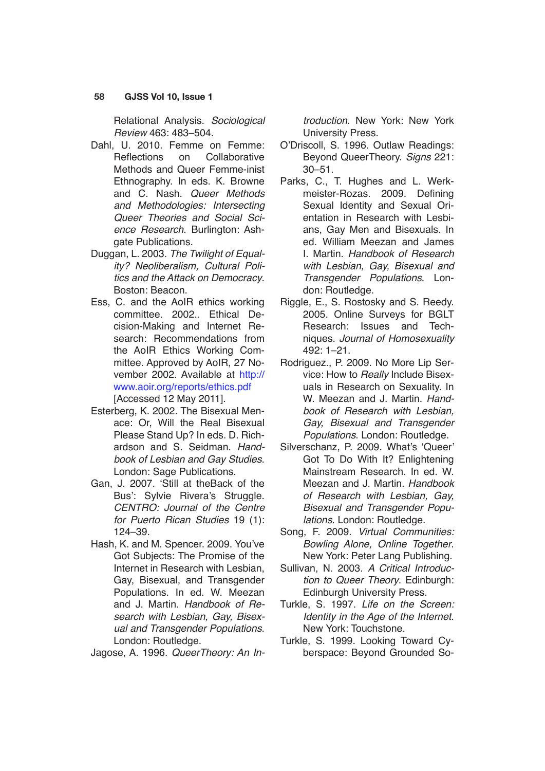Relational Analysis. *Sociological Review* 463: 483–504.

Dahl, U. 2010. Femme on Femme: Reflections on Collaborative Methods and Queer Femme-inist Ethnography. In eds. K. Browne and C. Nash. *Queer Methods and Methodologies: Intersecting Queer Theories and Social Science Research*. Burlington: Ashgate Publications.

Duggan, L. 2003. *The Twilight of Equality? Neoliberalism, Cultural Politics and the Attack on Democracy*. Boston: Beacon.

Ess, C. and the AoIR ethics working committee. 2002.. Ethical Decision-Making and Internet Research: Recommendations from the AoIR Ethics Working Committee. Approved by AoIR, 27 November 2002. Available at http://www.aoir.org/reports/ethics.pdf [Accessed 12 May 2011].

Esterberg, K. 2002. The Bisexual Menace: Or, Will the Real Bisexual Please Stand Up? In eds. D. Richardson and S. Seidman. *Handbook of Lesbian and Gay Studies*. London: Sage Publications.

Gan, J. 2007. 'Still at theBack of the Bus': Sylvie Rivera's Struggle. *CENTRO: Journal of the Centre for Puerto Rican Studies* 19 (1): 124–39.

Hash, K. and M. Spencer. 2009. You've Got Subjects: The Promise of the Internet in Research with Lesbian, Gay, Bisexual, and Transgender Populations. In ed. W. Meezan and J. Martin. *Handbook of Research with Lesbian, Gay, Bisexual and Transgender Populations*. London: Routledge.

Jagose, A. 1996. *QueerTheory: An Introduction*. New York: New York University Press.

O'Driscoll, S. 1996. Outlaw Readings: Beyond QueerTheory. *Signs* 221: 30–51.

Parks, C., T. Hughes and L. Werkmeister-Rozas. 2009. Defining Sexual Identity and Sexual Orientation in Research with Lesbians, Gay Men and Bisexuals. In ed. William Meezan and James I. Martin. *Handbook of Research with Lesbian, Gay, Bisexual and Transgender Populations*. London: Routledge.

Riggle, E., S. Rostosky and S. Reedy. 2005. Online Surveys for BGLT Research: Issues and Techniques. *Journal of Homosexuality* 492: 1–21.

Rodriguez., P. 2009. No More Lip Service: How to *Really* Include Bisexuals in Research on Sexuality. In W. Meezan and J. Martin. *Handbook of Research with Lesbian, Gay, Bisexual and Transgender Populations*. London: Routledge.

Silverschanz, P. 2009. What's 'Queer' Got To Do With It? Enlightening Mainstream Research. In ed. W. Meezan and J. Martin. *Handbook of Research with Lesbian, Gay, Bisexual and Transgender Populations*. London: Routledge.

Song, F. 2009. *Virtual Communities: Bowling Alone, Online Together*. New York: Peter Lang Publishing.

Sullivan, N. 2003. *A Critical Introduction to Queer Theory*. Edinburgh: Edinburgh University Press.

Turkle, S. 1997. *Life on the Screen: Identity in the Age of the Internet*. New York: Touchstone.

Turkle, S. 1999. Looking Toward Cyberspace: Beyond Grounded So-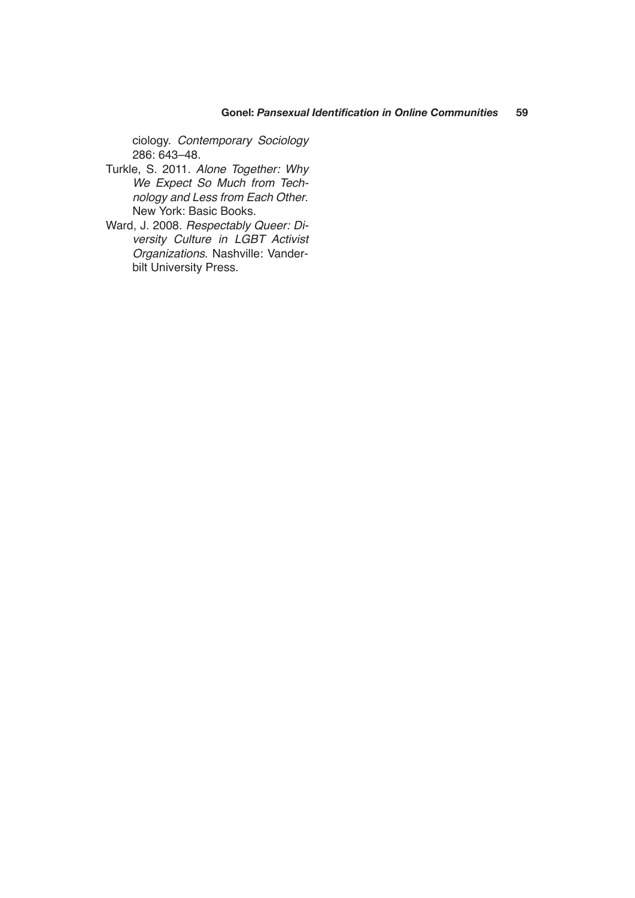ciology. *Contemporary Sociology* 286: 643–48.

Turkle, S. 2011. *Alone Together: Why We Expect So Much from Technology and Less from Each Other*. New York: Basic Books.

Ward, J. 2008. *Respectably Queer: Diversity Culture in LGBT Activist Organizations*. Nashville: Vanderbilt University Press.